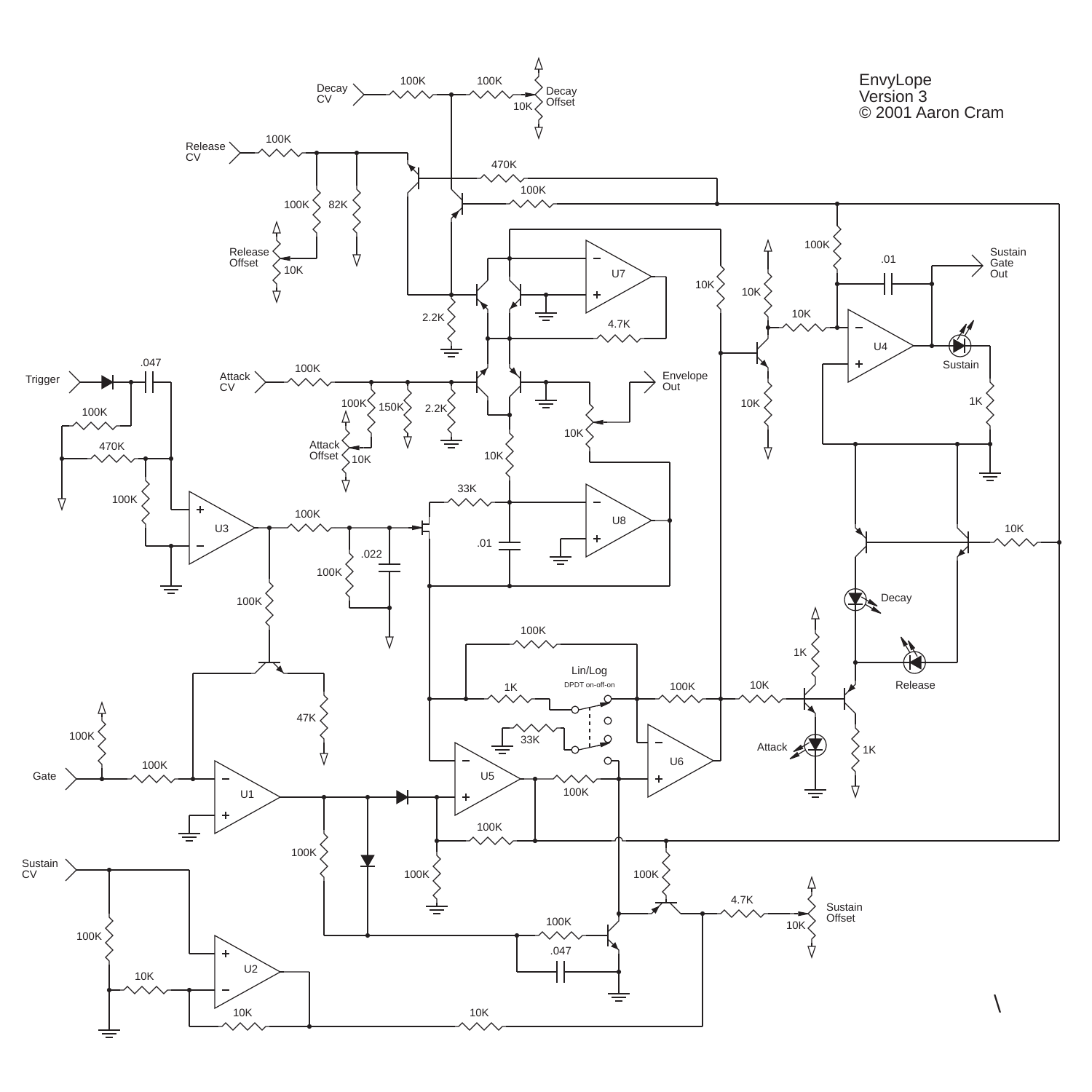EnvyLope
Version 3
© 2001 Aaron Cram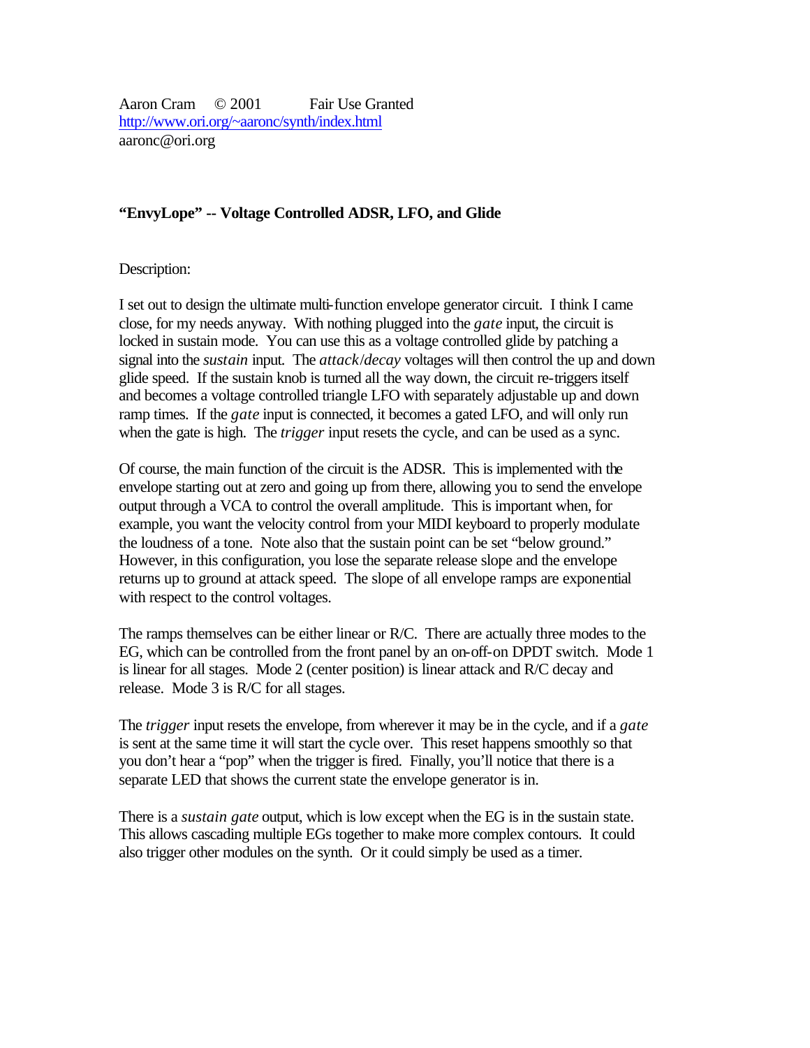Aaron Cram © 2001 Fair Use Granted
http://www.ori.org/~aaronc/synth/index.html
aaronc@ori.org

**"EnvyLope" -- Voltage Controlled ADSR, LFO, and Glide**

Description:

I set out to design the ultimate multi-function envelope generator circuit. I think I came close, for my needs anyway. With nothing plugged into the *gate* input, the circuit is locked in sustain mode. You can use this as a voltage controlled glide by patching a signal into the *sustain* input. The *attack*/*decay* voltages will then control the up and down glide speed. If the sustain knob is turned all the way down, the circuit re-triggers itself and becomes a voltage controlled triangle LFO with separately adjustable up and down ramp times. If the *gate* input is connected, it becomes a gated LFO, and will only run when the gate is high. The *trigger* input resets the cycle, and can be used as a sync.

Of course, the main function of the circuit is the ADSR. This is implemented with the envelope starting out at zero and going up from there, allowing you to send the envelope output through a VCA to control the overall amplitude. This is important when, for example, you want the velocity control from your MIDI keyboard to properly modulate the loudness of a tone. Note also that the sustain point can be set "below ground." However, in this configuration, you lose the separate release slope and the envelope returns up to ground at attack speed. The slope of all envelope ramps are exponential with respect to the control voltages.

The ramps themselves can be either linear or R/C. There are actually three modes to the EG, which can be controlled from the front panel by an on-off-on DPDT switch. Mode 1 is linear for all stages. Mode 2 (center position) is linear attack and R/C decay and release. Mode 3 is R/C for all stages.

The *trigger* input resets the envelope, from wherever it may be in the cycle, and if a *gate* is sent at the same time it will start the cycle over. This reset happens smoothly so that you don't hear a "pop" when the trigger is fired. Finally, you'll notice that there is a separate LED that shows the current state the envelope generator is in.

There is a *sustain gate* output, which is low except when the EG is in the sustain state. This allows cascading multiple EGs together to make more complex contours. It could also trigger other modules on the synth. Or it could simply be used as a timer.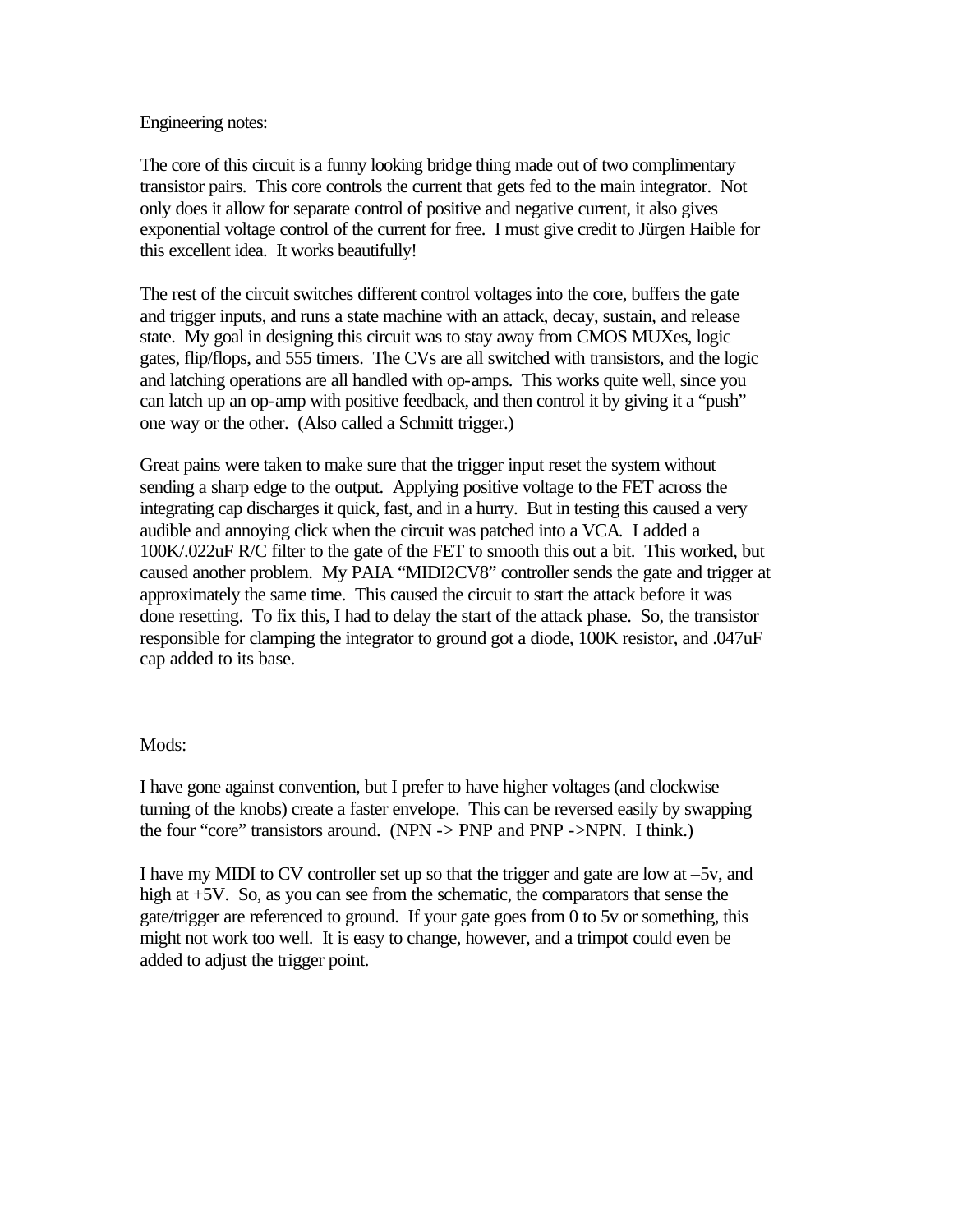Engineering notes:

The core of this circuit is a funny looking bridge thing made out of two complimentary transistor pairs. This core controls the current that gets fed to the main integrator. Not only does it allow for separate control of positive and negative current, it also gives exponential voltage control of the current for free. I must give credit to Jürgen Haible for this excellent idea. It works beautifully!

The rest of the circuit switches different control voltages into the core, buffers the gate and trigger inputs, and runs a state machine with an attack, decay, sustain, and release state. My goal in designing this circuit was to stay away from CMOS MUXes, logic gates, flip/flops, and 555 timers. The CVs are all switched with transistors, and the logic and latching operations are all handled with op-amps. This works quite well, since you can latch up an op-amp with positive feedback, and then control it by giving it a "push" one way or the other. (Also called a Schmitt trigger.)

Great pains were taken to make sure that the trigger input reset the system without sending a sharp edge to the output. Applying positive voltage to the FET across the integrating cap discharges it quick, fast, and in a hurry. But in testing this caused a very audible and annoying click when the circuit was patched into a VCA. I added a 100K/.022uF R/C filter to the gate of the FET to smooth this out a bit. This worked, but caused another problem. My PAIA "MIDI2CV8" controller sends the gate and trigger at approximately the same time. This caused the circuit to start the attack before it was done resetting. To fix this, I had to delay the start of the attack phase. So, the transistor responsible for clamping the integrator to ground got a diode, 100K resistor, and .047uF cap added to its base.

Mods:

I have gone against convention, but I prefer to have higher voltages (and clockwise turning of the knobs) create a faster envelope. This can be reversed easily by swapping the four "core" transistors around. (NPN -> PNP and PNP ->NPN. I think.)

I have my MIDI to CV controller set up so that the trigger and gate are low at –5v, and high at +5V. So, as you can see from the schematic, the comparators that sense the gate/trigger are referenced to ground. If your gate goes from 0 to 5v or something, this might not work too well. It is easy to change, however, and a trimpot could even be added to adjust the trigger point.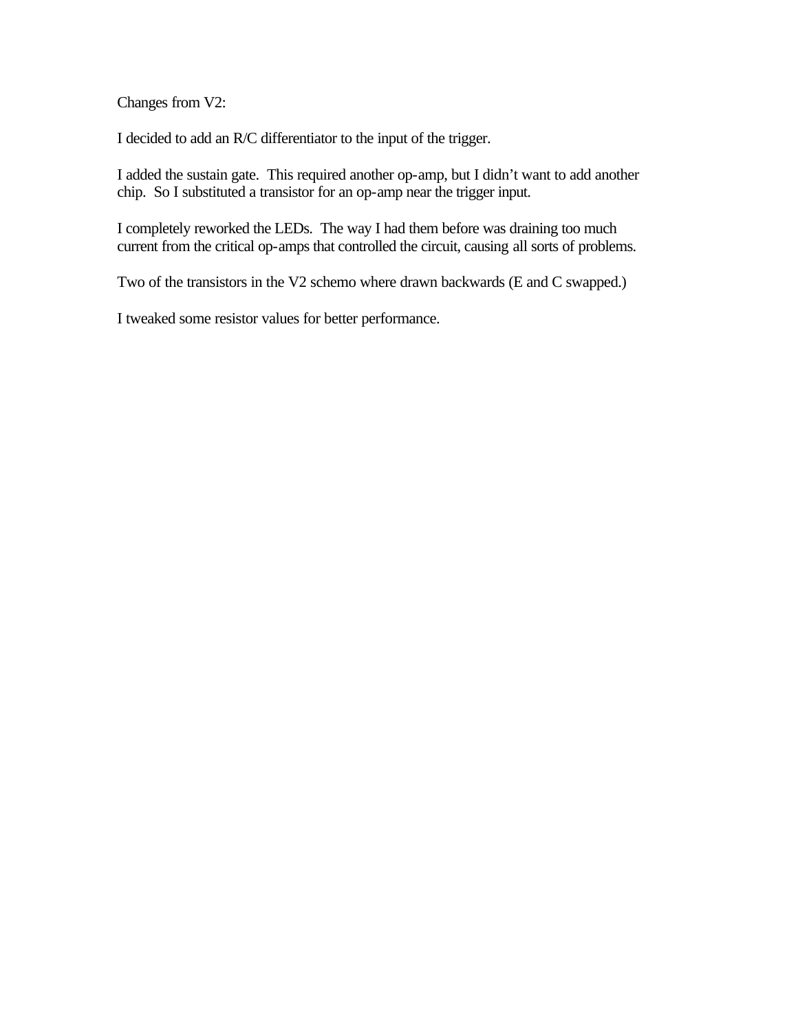Changes from V2:

I decided to add an R/C differentiator to the input of the trigger.

I added the sustain gate. This required another op-amp, but I didn't want to add another chip. So I substituted a transistor for an op-amp near the trigger input.

I completely reworked the LEDs. The way I had them before was draining too much current from the critical op-amps that controlled the circuit, causing all sorts of problems.

Two of the transistors in the V2 schemo where drawn backwards (E and C swapped.)

I tweaked some resistor values for better performance.